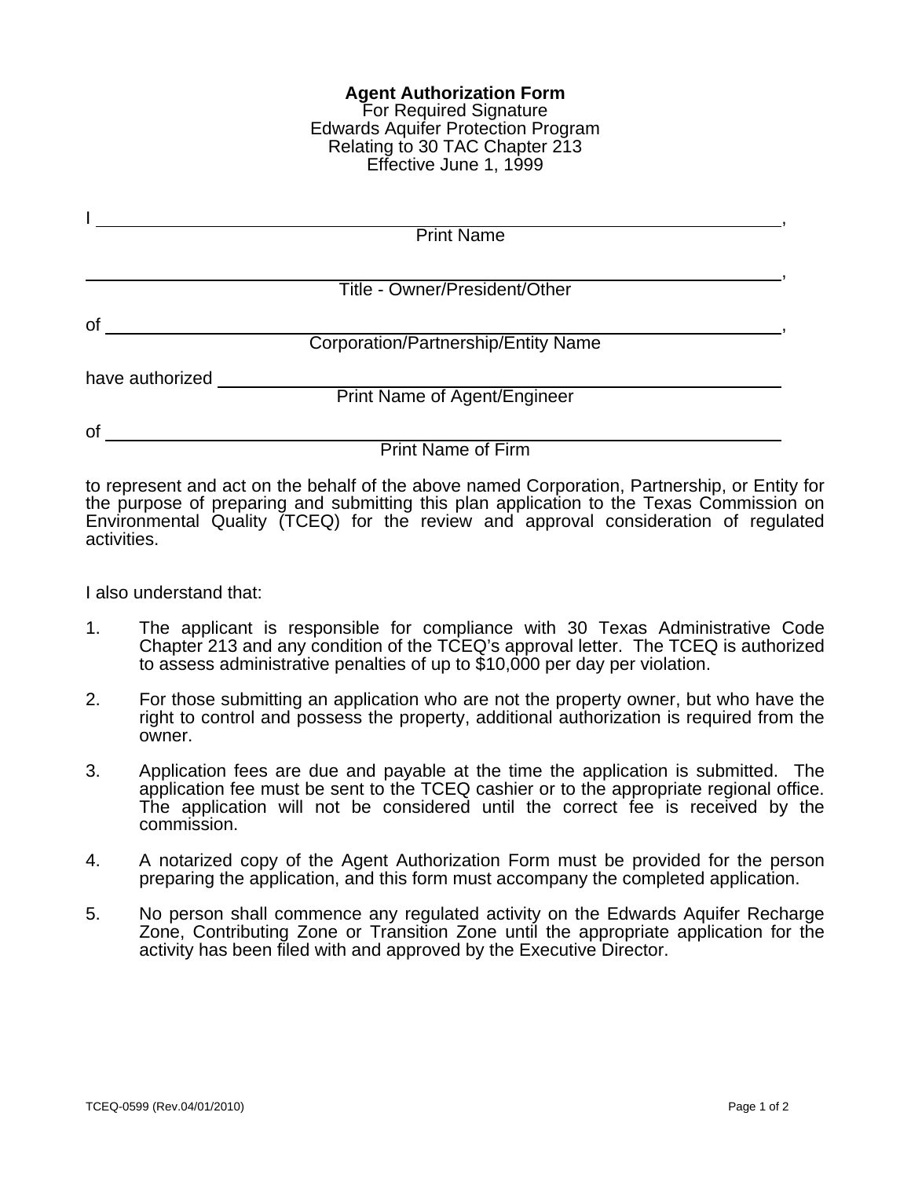**Agent Authorization Form**
For Required Signature
Edwards Aquifer Protection Program
Relating to 30 TAC Chapter 213
Effective June 1, 1999

I ____________________________________________________________,
Print Name

____________________________________________________________,
Title - Owner/President/Other

of ____________________________________________________________,
Corporation/Partnership/Entity Name

have authorized ____________________________________________________________
Print Name of Agent/Engineer

of ____________________________________________________________
Print Name of Firm

to represent and act on the behalf of the above named Corporation, Partnership, or Entity for the purpose of preparing and submitting this plan application to the Texas Commission on Environmental Quality (TCEQ) for the review and approval consideration of regulated activities.

I also understand that:

1. The applicant is responsible for compliance with 30 Texas Administrative Code Chapter 213 and any condition of the TCEQ's approval letter. The TCEQ is authorized to assess administrative penalties of up to $10,000 per day per violation.

2. For those submitting an application who are not the property owner, but who have the right to control and possess the property, additional authorization is required from the owner.

3. Application fees are due and payable at the time the application is submitted. The application fee must be sent to the TCEQ cashier or to the appropriate regional office. The application will not be considered until the correct fee is received by the commission.

4. A notarized copy of the Agent Authorization Form must be provided for the person preparing the application, and this form must accompany the completed application.

5. No person shall commence any regulated activity on the Edwards Aquifer Recharge Zone, Contributing Zone or Transition Zone until the appropriate application for the activity has been filed with and approved by the Executive Director.

TCEQ-0599 (Rev.04/01/2010)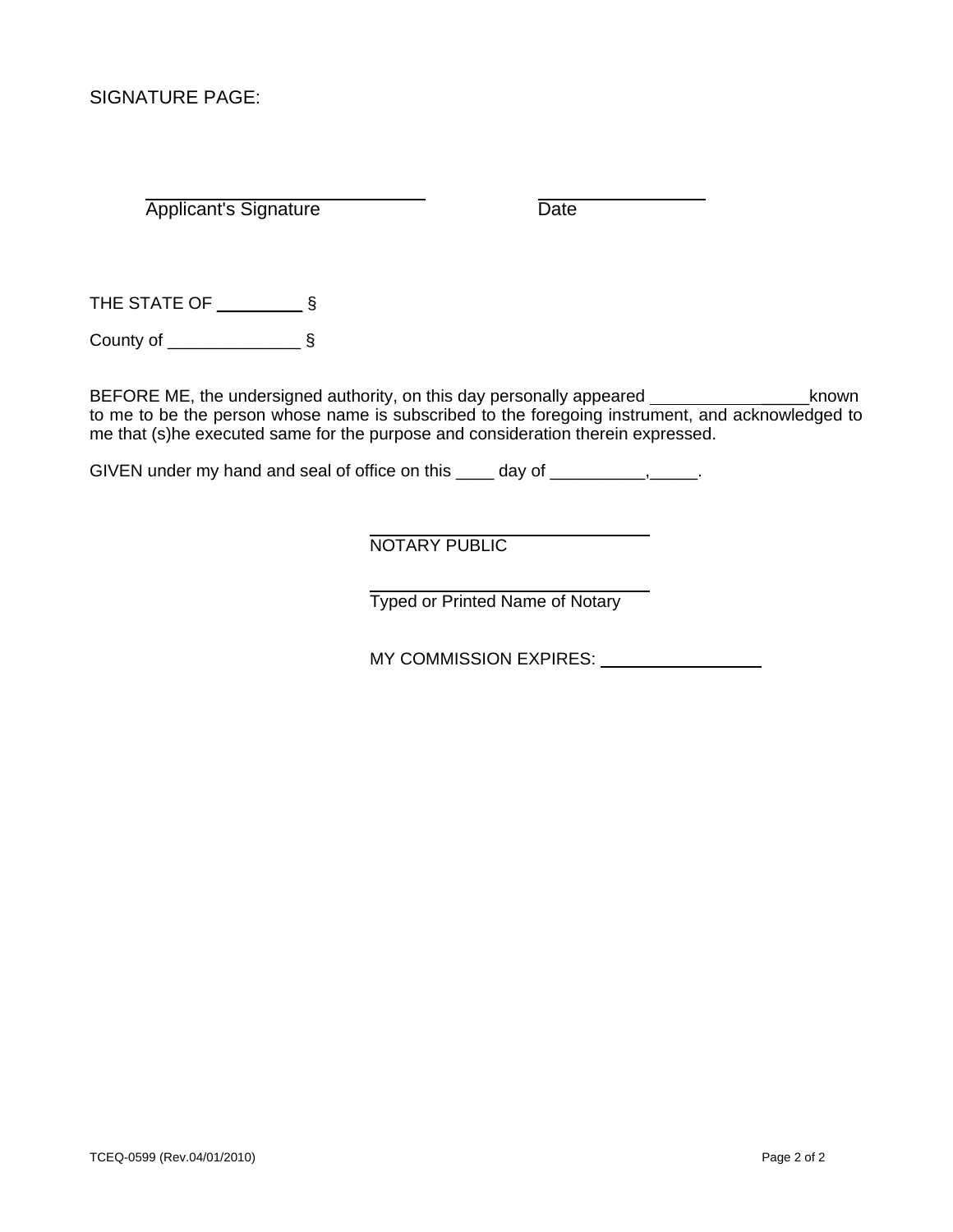SIGNATURE PAGE:

\_\_\_\_\_\_\_\_\_\_\_\_\_\_\_\_\_\_\_\_\_\_\_\_\_\_\_\_\_\_ \_\_\_\_\_\_\_\_\_\_\_\_\_\_\_\_\_\_\_\_

Applicant's Signature Date

THE STATE OF \_\_\_\_\_\_\_\_\_\_ §

County of \_\_\_\_\_\_\_\_\_\_\_\_\_\_ §

BEFORE ME, the undersigned authority, on this day personally appeared \_\_\_\_\_\_\_\_\_\_\_\_\_\_\_\_\_known to me to be the person whose name is subscribed to the foregoing instrument, and acknowledged to me that (s)he executed same for the purpose and consideration therein expressed.

GIVEN under my hand and seal of office on this \_\_\_\_ day of \_\_\_\_\_\_\_\_\_\_,\_\_\_\_\_.

\_\_\_\_\_\_\_\_\_\_\_\_\_\_\_\_\_\_\_\_\_\_\_\_\_\_\_\_\_\_

NOTARY PUBLIC

\_\_\_\_\_\_\_\_\_\_\_\_\_\_\_\_\_\_\_\_\_\_\_\_\_\_\_\_\_\_

Typed or Printed Name of Notary

MY COMMISSION EXPIRES: \_\_\_\_\_\_\_\_\_\_\_\_\_\_\_\_\_

TCEQ-0599 (Rev.04/01/2010)